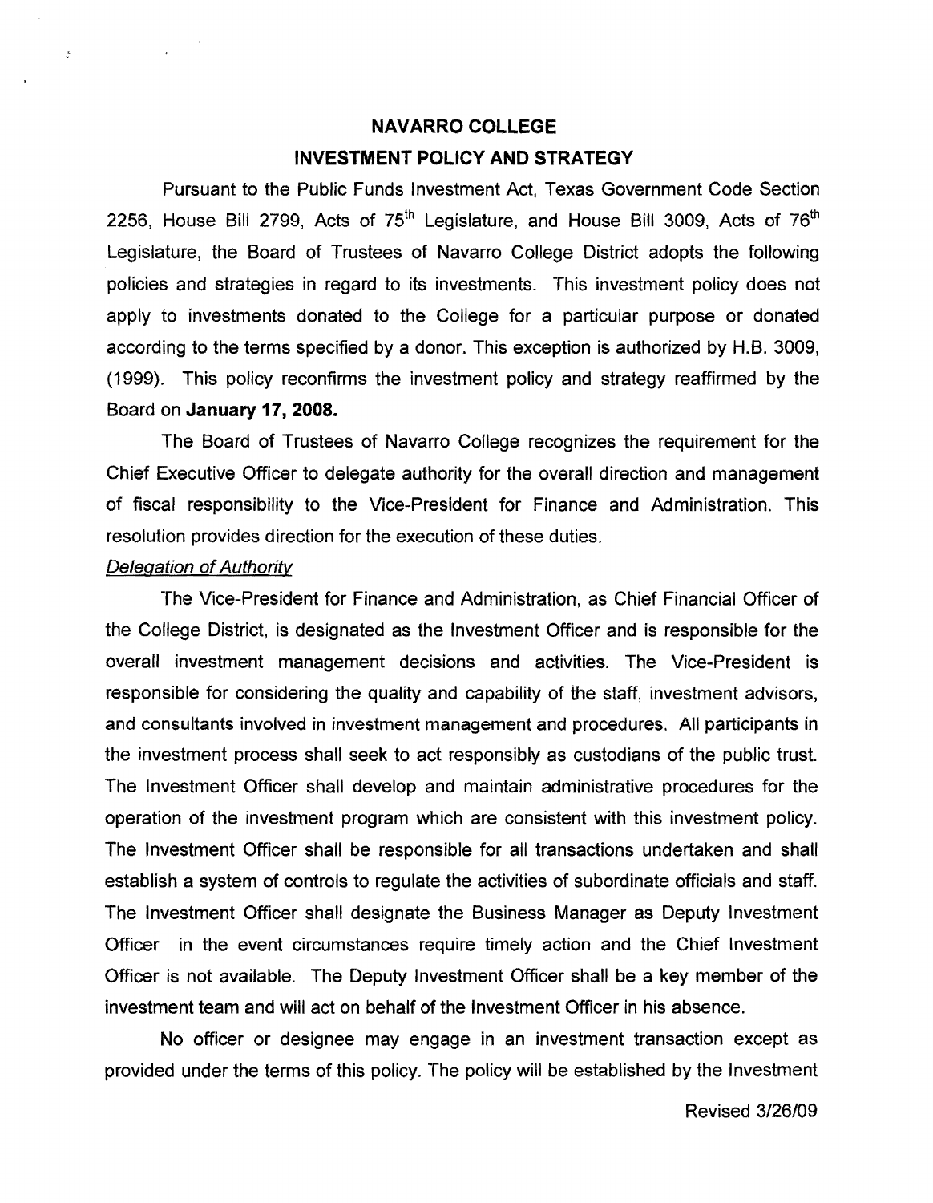# NAVARRO COLLEGE

## INVESTMENT POLICY AND STRATEGY

Pursuant to the Public Funds Investment Act, Texas Government Code Section 2256, House Bill 2799, Acts of 75th Legislature, and House Bill 3009, Acts of 76th Legislature, the Board of Trustees of Navarro College District adopts the following policies and strategies in regard to its investments. This investment policy does not apply to investments donated to the College for a particular purpose or donated according to the terms specified by a donor. This exception is authorized by H.B. 3009, (1999). This policy reconfirms the investment policy and strategy reaffirmed by the Board on **January 17, 2008.**

The Board of Trustees of Navarro College recognizes the requirement for the Chief Executive Officer to delegate authority for the overall direction and management of fiscal responsibility to the Vice-President for Finance and Administration. This resolution provides direction for the execution of these duties.

*Delegation of Authority*

The Vice-President for Finance and Administration, as Chief Financial Officer of the College District, is designated as the Investment Officer and is responsible for the overall investment management decisions and activities. The Vice-President is responsible for considering the quality and capability of the staff, investment advisors, and consultants involved in investment management and procedures. All participants in the investment process shall seek to act responsibly as custodians of the public trust. The Investment Officer shall develop and maintain administrative procedures for the operation of the investment program which are consistent with this investment policy. The Investment Officer shall be responsible for all transactions undertaken and shall establish a system of controls to regulate the activities of subordinate officials and staff. The Investment Officer shall designate the Business Manager as Deputy Investment Officer in the event circumstances require timely action and the Chief Investment Officer is not available. The Deputy Investment Officer shall be a key member of the investment team and will act on behalf of the Investment Officer in his absence.

No officer or designee may engage in an investment transaction except as provided under the terms of this policy. The policy will be established by the Investment

Revised 3/26/09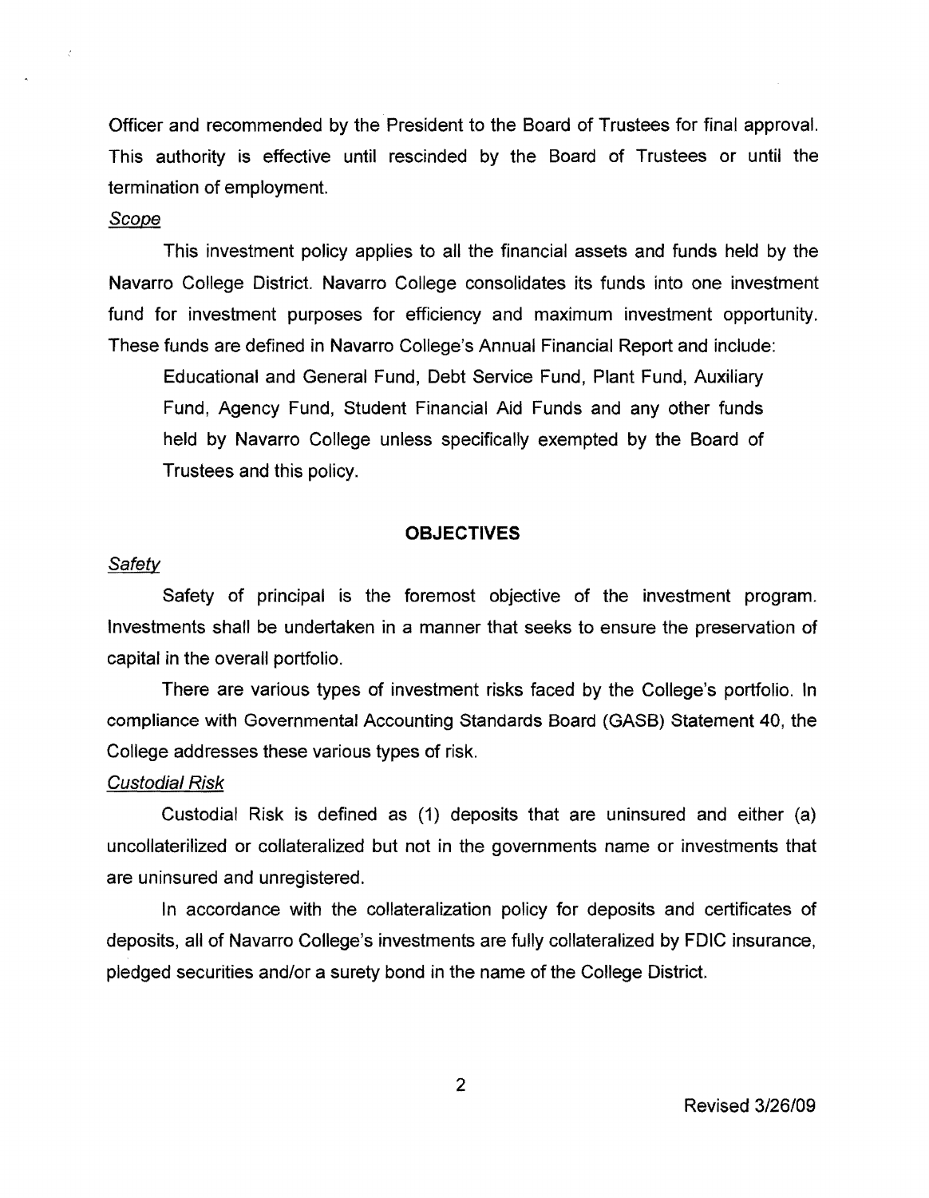Officer and recommended by the President to the Board of Trustees for final approval. This authority is effective until rescinded by the Board of Trustees or until the termination of employment.

*Scope*

This investment policy applies to all the financial assets and funds held by the Navarro College District. Navarro College consolidates its funds into one investment fund for investment purposes for efficiency and maximum investment opportunity. These funds are defined in Navarro College's Annual Financial Report and include:

> Educational and General Fund, Debt Service Fund, Plant Fund, Auxiliary Fund, Agency Fund, Student Financial Aid Funds and any other funds held by Navarro College unless specifically exempted by the Board of Trustees and this policy.

## OBJECTIVES

*Safety*

Safety of principal is the foremost objective of the investment program. Investments shall be undertaken in a manner that seeks to ensure the preservation of capital in the overall portfolio.

There are various types of investment risks faced by the College's portfolio. In compliance with Governmental Accounting Standards Board (GASB) Statement 40, the College addresses these various types of risk.

*Custodial Risk*

Custodial Risk is defined as (1) deposits that are uninsured and either (a) uncollaterilized or collateralized but not in the governments name or investments that are uninsured and unregistered.

In accordance with the collateralization policy for deposits and certificates of deposits, all of Navarro College's investments are fully collateralized by FDIC insurance, pledged securities and/or a surety bond in the name of the College District.

Revised 3/26/09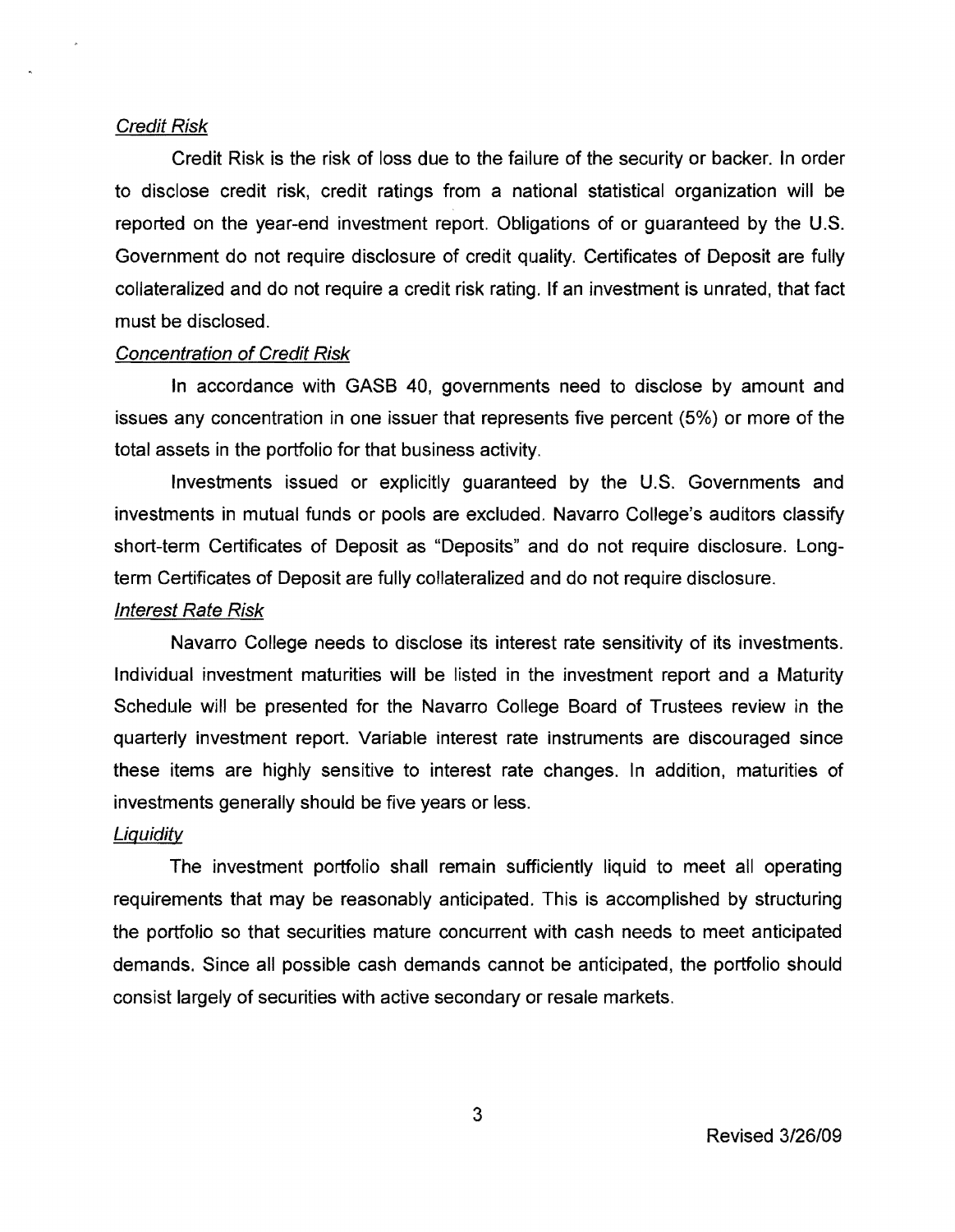*Credit Risk*

Credit Risk is the risk of loss due to the failure of the security or backer. In order to disclose credit risk, credit ratings from a national statistical organization will be reported on the year-end investment report. Obligations of or guaranteed by the U.S. Government do not require disclosure of credit quality. Certificates of Deposit are fully collateralized and do not require a credit risk rating. If an investment is unrated, that fact must be disclosed.

*Concentration of Credit Risk*

In accordance with GASB 40, governments need to disclose by amount and issues any concentration in one issuer that represents five percent (5%) or more of the total assets in the portfolio for that business activity.

Investments issued or explicitly guaranteed by the U.S. Governments and investments in mutual funds or pools are excluded. Navarro College's auditors classify short-term Certificates of Deposit as "Deposits" and do not require disclosure. Long-term Certificates of Deposit are fully collateralized and do not require disclosure.

*Interest Rate Risk*

Navarro College needs to disclose its interest rate sensitivity of its investments. Individual investment maturities will be listed in the investment report and a Maturity Schedule will be presented for the Navarro College Board of Trustees review in the quarterly investment report. Variable interest rate instruments are discouraged since these items are highly sensitive to interest rate changes. In addition, maturities of investments generally should be five years or less.

*Liquidity*

The investment portfolio shall remain sufficiently liquid to meet all operating requirements that may be reasonably anticipated. This is accomplished by structuring the portfolio so that securities mature concurrent with cash needs to meet anticipated demands. Since all possible cash demands cannot be anticipated, the portfolio should consist largely of securities with active secondary or resale markets.

Revised 3/26/09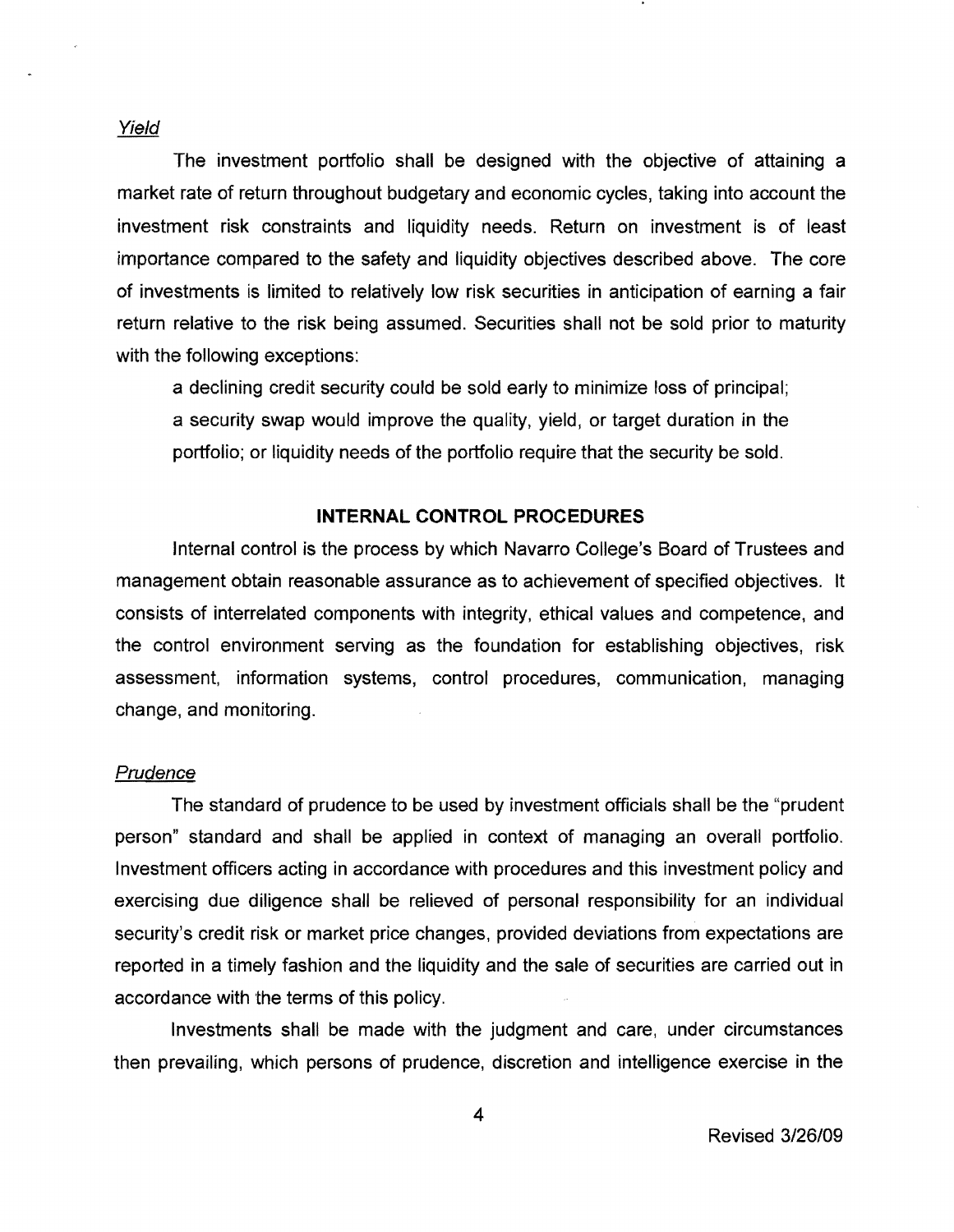*Yield*

The investment portfolio shall be designed with the objective of attaining a market rate of return throughout budgetary and economic cycles, taking into account the investment risk constraints and liquidity needs. Return on investment is of least importance compared to the safety and liquidity objectives described above. The core of investments is limited to relatively low risk securities in anticipation of earning a fair return relative to the risk being assumed. Securities shall not be sold prior to maturity with the following exceptions:

a declining credit security could be sold early to minimize loss of principal; a security swap would improve the quality, yield, or target duration in the portfolio; or liquidity needs of the portfolio require that the security be sold.

## INTERNAL CONTROL PROCEDURES

Internal control is the process by which Navarro College's Board of Trustees and management obtain reasonable assurance as to achievement of specified objectives. It consists of interrelated components with integrity, ethical values and competence, and the control environment serving as the foundation for establishing objectives, risk assessment, information systems, control procedures, communication, managing change, and monitoring.

*Prudence*

The standard of prudence to be used by investment officials shall be the "prudent person" standard and shall be applied in context of managing an overall portfolio. Investment officers acting in accordance with procedures and this investment policy and exercising due diligence shall be relieved of personal responsibility for an individual security's credit risk or market price changes, provided deviations from expectations are reported in a timely fashion and the liquidity and the sale of securities are carried out in accordance with the terms of this policy.

Investments shall be made with the judgment and care, under circumstances then prevailing, which persons of prudence, discretion and intelligence exercise in the

Revised 3/26/09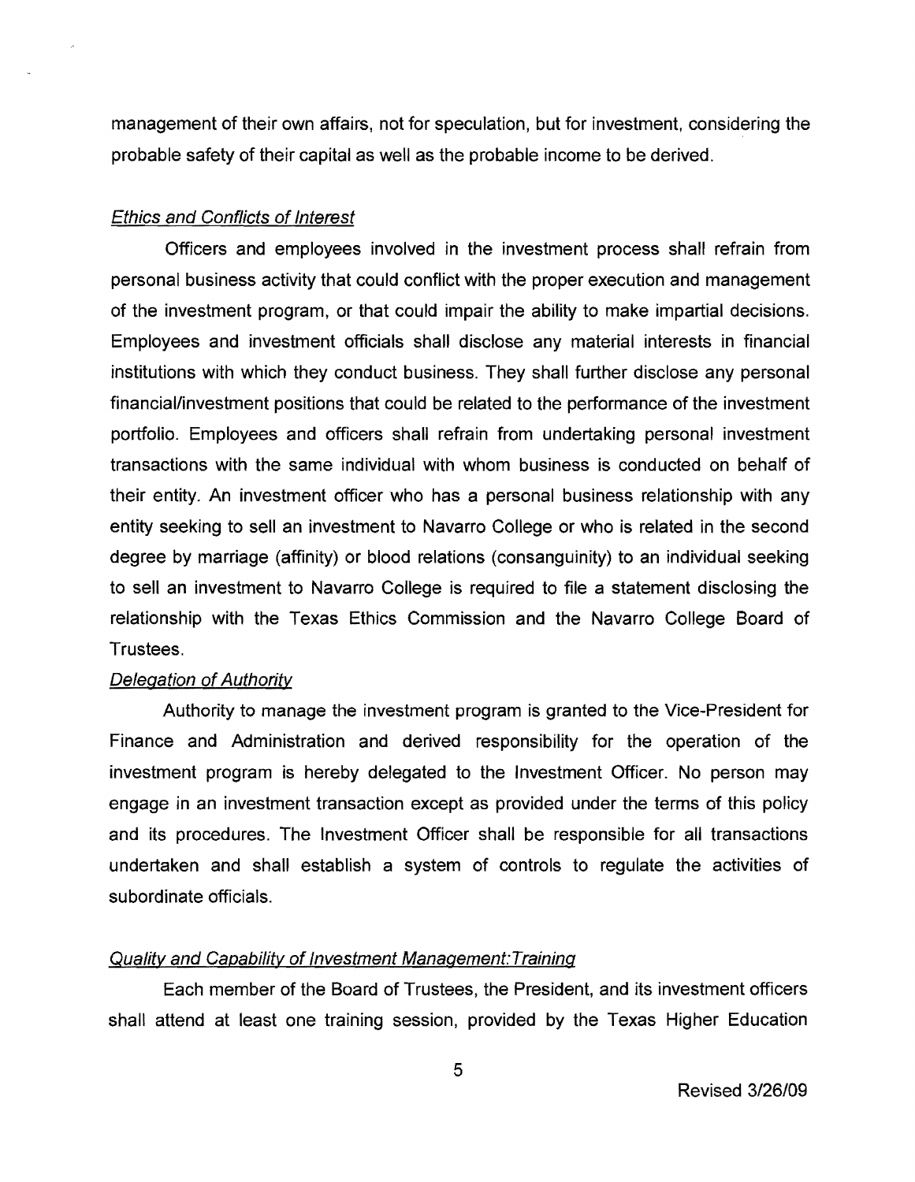management of their own affairs, not for speculation, but for investment, considering the probable safety of their capital as well as the probable income to be derived.

*Ethics and Conflicts of Interest*

Officers and employees involved in the investment process shall refrain from personal business activity that could conflict with the proper execution and management of the investment program, or that could impair the ability to make impartial decisions. Employees and investment officials shall disclose any material interests in financial institutions with which they conduct business. They shall further disclose any personal financial/investment positions that could be related to the performance of the investment portfolio. Employees and officers shall refrain from undertaking personal investment transactions with the same individual with whom business is conducted on behalf of their entity. An investment officer who has a personal business relationship with any entity seeking to sell an investment to Navarro College or who is related in the second degree by marriage (affinity) or blood relations (consanguinity) to an individual seeking to sell an investment to Navarro College is required to file a statement disclosing the relationship with the Texas Ethics Commission and the Navarro College Board of Trustees.

*Delegation of Authority*

Authority to manage the investment program is granted to the Vice-President for Finance and Administration and derived responsibility for the operation of the investment program is hereby delegated to the Investment Officer. No person may engage in an investment transaction except as provided under the terms of this policy and its procedures. The Investment Officer shall be responsible for all transactions undertaken and shall establish a system of controls to regulate the activities of subordinate officials.

*Quality and Capability of Investment Management:Training*

Each member of the Board of Trustees, the President, and its investment officers shall attend at least one training session, provided by the Texas Higher Education

Revised 3/26/09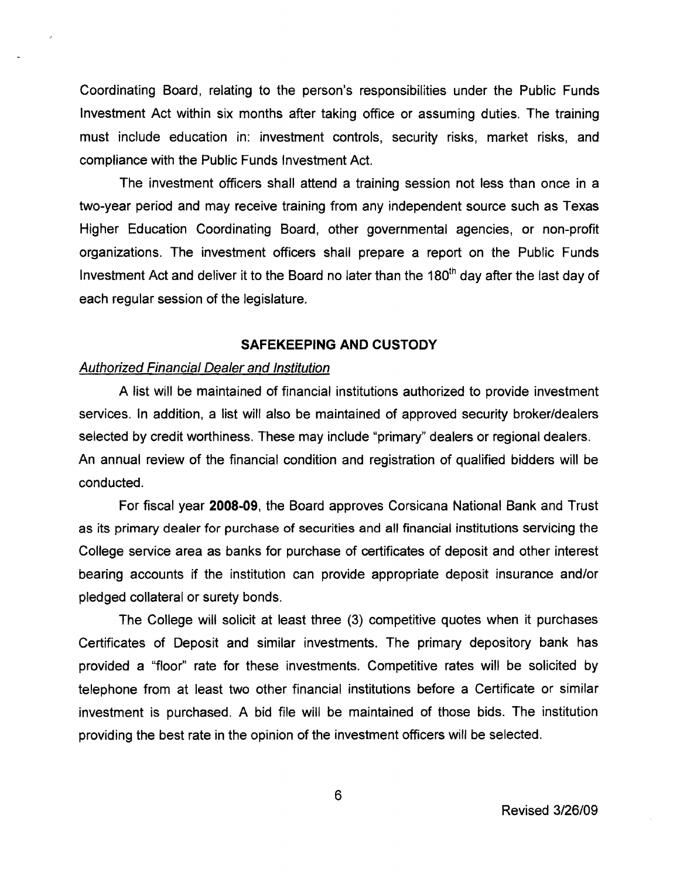Coordinating Board, relating to the person's responsibilities under the Public Funds Investment Act within six months after taking office or assuming duties. The training must include education in: investment controls, security risks, market risks, and compliance with the Public Funds Investment Act.

The investment officers shall attend a training session not less than once in a two-year period and may receive training from any independent source such as Texas Higher Education Coordinating Board, other governmental agencies, or non-profit organizations. The investment officers shall prepare a report on the Public Funds Investment Act and deliver it to the Board no later than the 180th day after the last day of each regular session of the legislature.

## SAFEKEEPING AND CUSTODY

*Authorized Financial Dealer and Institution*

A list will be maintained of financial institutions authorized to provide investment services. In addition, a list will also be maintained of approved security broker/dealers selected by credit worthiness. These may include "primary" dealers or regional dealers. An annual review of the financial condition and registration of qualified bidders will be conducted.

For fiscal year **2008-09**, the Board approves Corsicana National Bank and Trust as its primary dealer for purchase of securities and all financial institutions servicing the College service area as banks for purchase of certificates of deposit and other interest bearing accounts if the institution can provide appropriate deposit insurance and/or pledged collateral or surety bonds.

The College will solicit at least three (3) competitive quotes when it purchases Certificates of Deposit and similar investments. The primary depository bank has provided a "floor" rate for these investments. Competitive rates will be solicited by telephone from at least two other financial institutions before a Certificate or similar investment is purchased. A bid file will be maintained of those bids. The institution providing the best rate in the opinion of the investment officers will be selected.

Revised 3/26/09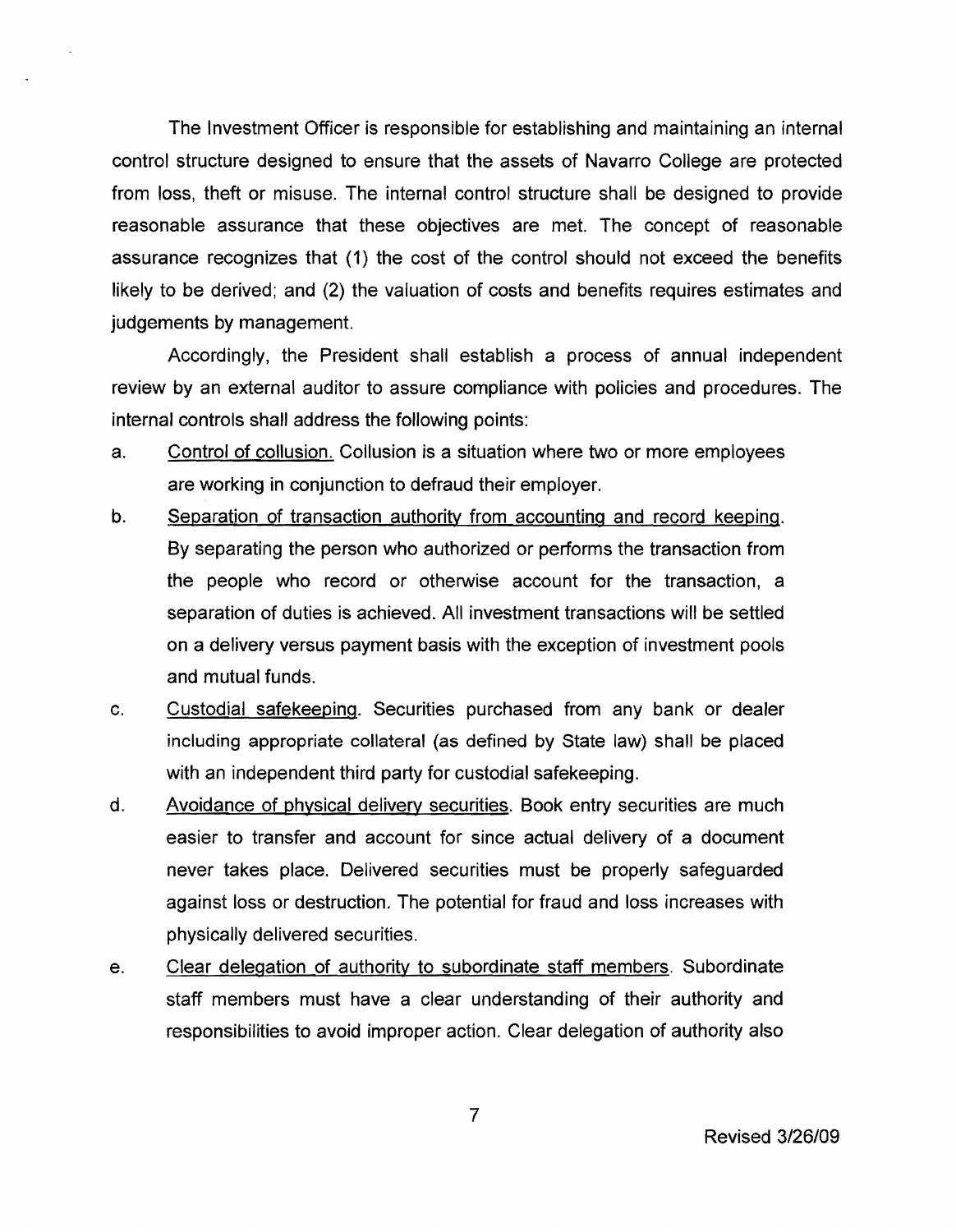The Investment Officer is responsible for establishing and maintaining an internal control structure designed to ensure that the assets of Navarro College are protected from loss, theft or misuse. The internal control structure shall be designed to provide reasonable assurance that these objectives are met. The concept of reasonable assurance recognizes that (1) the cost of the control should not exceed the benefits likely to be derived; and (2) the valuation of costs and benefits requires estimates and judgements by management.

Accordingly, the President shall establish a process of annual independent review by an external auditor to assure compliance with policies and procedures. The internal controls shall address the following points:

a. Control of collusion. Collusion is a situation where two or more employees are working in conjunction to defraud their employer.

b. Separation of transaction authority from accounting and record keeping. By separating the person who authorized or performs the transaction from the people who record or otherwise account for the transaction, a separation of duties is achieved. All investment transactions will be settled on a delivery versus payment basis with the exception of investment pools and mutual funds.

c. Custodial safekeeping. Securities purchased from any bank or dealer including appropriate collateral (as defined by State law) shall be placed with an independent third party for custodial safekeeping.

d. Avoidance of physical delivery securities. Book entry securities are much easier to transfer and account for since actual delivery of a document never takes place. Delivered securities must be properly safeguarded against loss or destruction. The potential for fraud and loss increases with physically delivered securities.

e. Clear delegation of authority to subordinate staff members. Subordinate staff members must have a clear understanding of their authority and responsibilities to avoid improper action. Clear delegation of authority also

Revised 3/26/09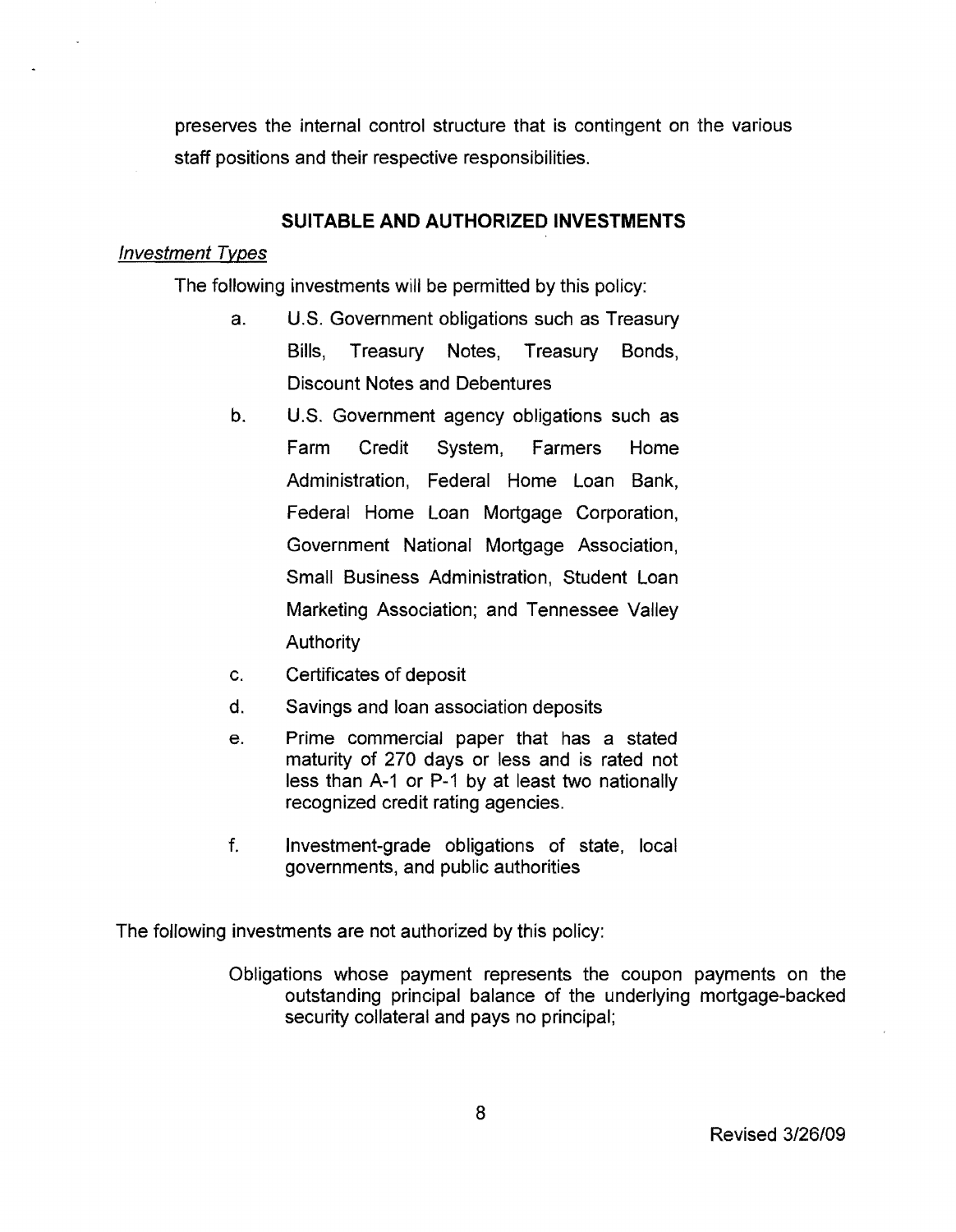preserves the internal control structure that is contingent on the various staff positions and their respective responsibilities.

## SUITABLE AND AUTHORIZED INVESTMENTS

*Investment Types*

The following investments will be permitted by this policy:

a. U.S. Government obligations such as Treasury Bills, Treasury Notes, Treasury Bonds, Discount Notes and Debentures

b. U.S. Government agency obligations such as Farm Credit System, Farmers Home Administration, Federal Home Loan Bank, Federal Home Loan Mortgage Corporation, Government National Mortgage Association, Small Business Administration, Student Loan Marketing Association; and Tennessee Valley Authority

c. Certificates of deposit

d. Savings and loan association deposits

e. Prime commercial paper that has a stated maturity of 270 days or less and is rated not less than A-1 or P-1 by at least two nationally recognized credit rating agencies.

f. Investment-grade obligations of state, local governments, and public authorities

The following investments are not authorized by this policy:

Obligations whose payment represents the coupon payments on the outstanding principal balance of the underlying mortgage-backed security collateral and pays no principal;

Revised 3/26/09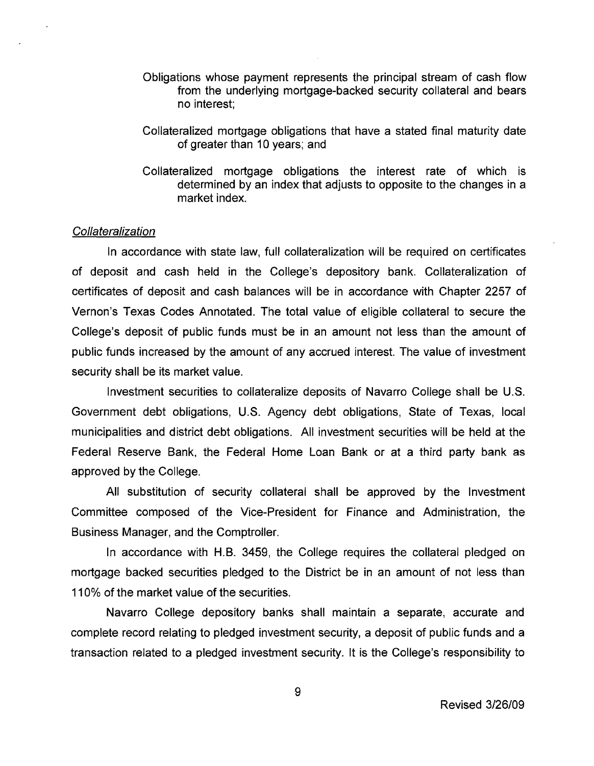Obligations whose payment represents the principal stream of cash flow from the underlying mortgage-backed security collateral and bears no interest;

Collateralized mortgage obligations that have a stated final maturity date of greater than 10 years; and

Collateralized mortgage obligations the interest rate of which is determined by an index that adjusts to opposite to the changes in a market index.

*Collateralization*

In accordance with state law, full collateralization will be required on certificates of deposit and cash held in the College's depository bank. Collateralization of certificates of deposit and cash balances will be in accordance with Chapter 2257 of Vernon's Texas Codes Annotated. The total value of eligible collateral to secure the College's deposit of public funds must be in an amount not less than the amount of public funds increased by the amount of any accrued interest. The value of investment security shall be its market value.

Investment securities to collateralize deposits of Navarro College shall be U.S. Government debt obligations, U.S. Agency debt obligations, State of Texas, local municipalities and district debt obligations. All investment securities will be held at the Federal Reserve Bank, the Federal Home Loan Bank or at a third party bank as approved by the College.

All substitution of security collateral shall be approved by the Investment Committee composed of the Vice-President for Finance and Administration, the Business Manager, and the Comptroller.

In accordance with H.B. 3459, the College requires the collateral pledged on mortgage backed securities pledged to the District be in an amount of not less than 110% of the market value of the securities.

Navarro College depository banks shall maintain a separate, accurate and complete record relating to pledged investment security, a deposit of public funds and a transaction related to a pledged investment security. It is the College's responsibility to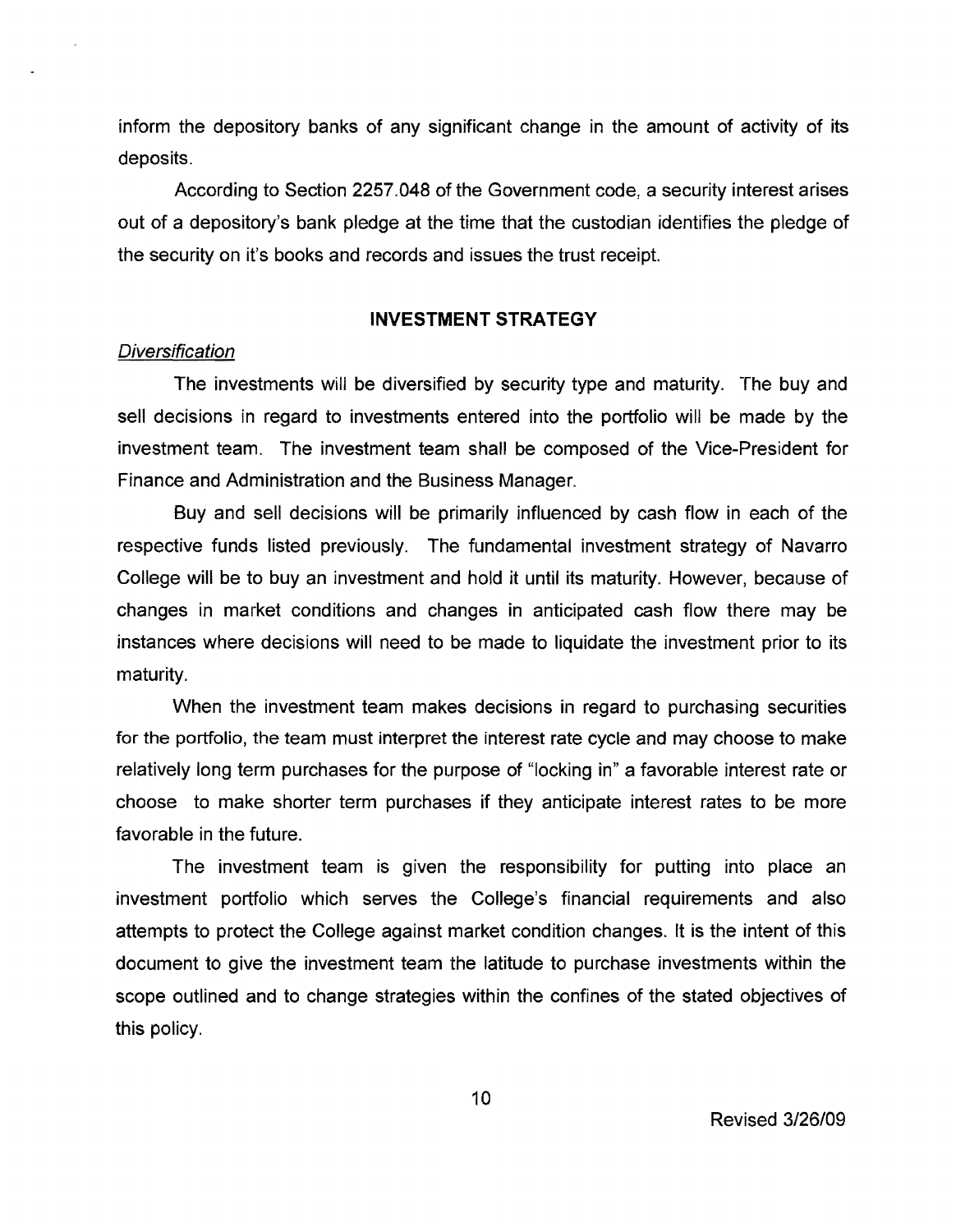inform the depository banks of any significant change in the amount of activity of its deposits.

According to Section 2257.048 of the Government code, a security interest arises out of a depository's bank pledge at the time that the custodian identifies the pledge of the security on it's books and records and issues the trust receipt.

## INVESTMENT STRATEGY

*Diversification*

The investments will be diversified by security type and maturity. The buy and sell decisions in regard to investments entered into the portfolio will be made by the investment team. The investment team shall be composed of the Vice-President for Finance and Administration and the Business Manager.

Buy and sell decisions will be primarily influenced by cash flow in each of the respective funds listed previously. The fundamental investment strategy of Navarro College will be to buy an investment and hold it until its maturity. However, because of changes in market conditions and changes in anticipated cash flow there may be instances where decisions will need to be made to liquidate the investment prior to its maturity.

When the investment team makes decisions in regard to purchasing securities for the portfolio, the team must interpret the interest rate cycle and may choose to make relatively long term purchases for the purpose of "locking in" a favorable interest rate or choose to make shorter term purchases if they anticipate interest rates to be more favorable in the future.

The investment team is given the responsibility for putting into place an investment portfolio which serves the College's financial requirements and also attempts to protect the College against market condition changes. It is the intent of this document to give the investment team the latitude to purchase investments within the scope outlined and to change strategies within the confines of the stated objectives of this policy.

Revised 3/26/09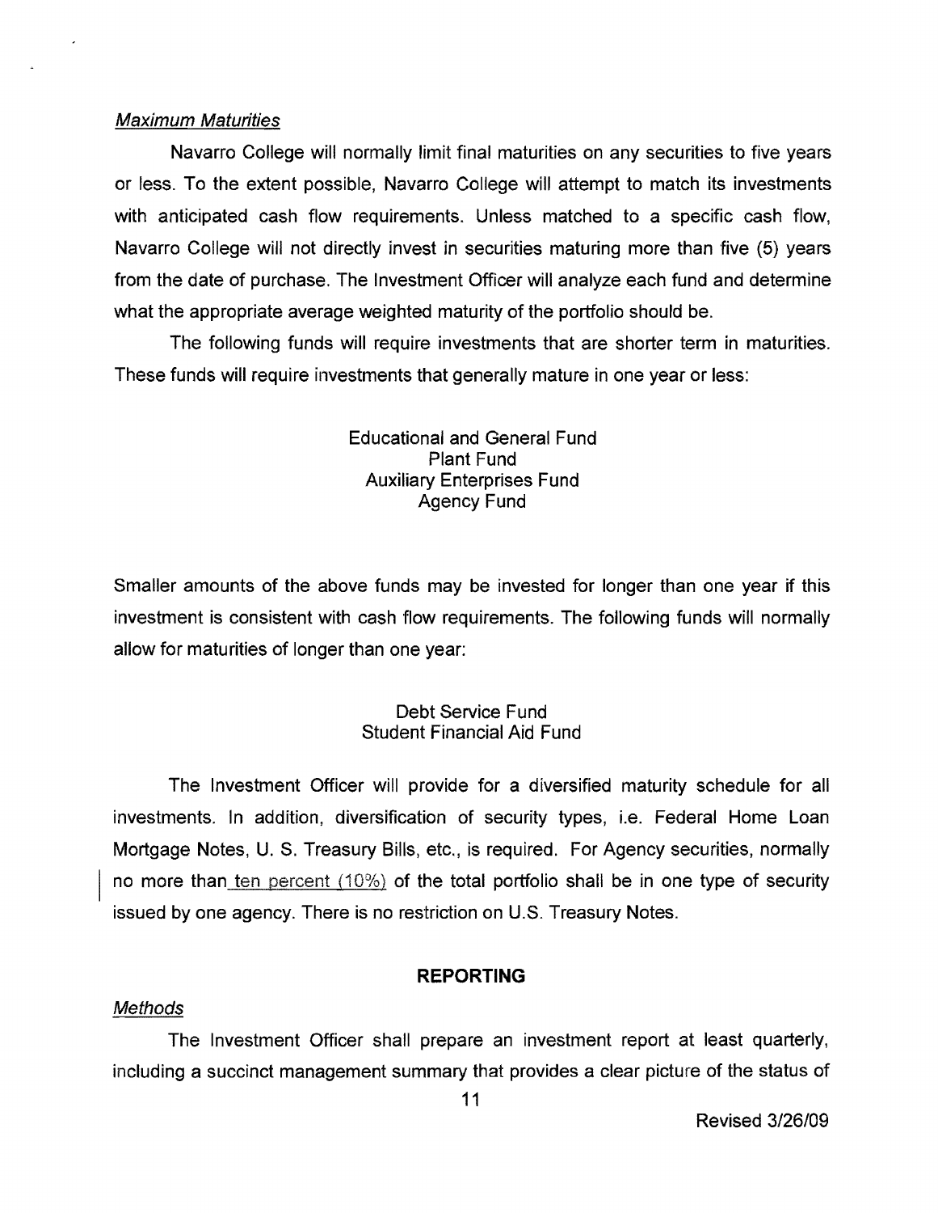*Maximum Maturities*

Navarro College will normally limit final maturities on any securities to five years or less. To the extent possible, Navarro College will attempt to match its investments with anticipated cash flow requirements. Unless matched to a specific cash flow, Navarro College will not directly invest in securities maturing more than five (5) years from the date of purchase. The Investment Officer will analyze each fund and determine what the appropriate average weighted maturity of the portfolio should be.

The following funds will require investments that are shorter term in maturities. These funds will require investments that generally mature in one year or less:

Educational and General Fund
Plant Fund
Auxiliary Enterprises Fund
Agency Fund

Smaller amounts of the above funds may be invested for longer than one year if this investment is consistent with cash flow requirements. The following funds will normally allow for maturities of longer than one year:

Debt Service Fund
Student Financial Aid Fund

The Investment Officer will provide for a diversified maturity schedule for all investments. In addition, diversification of security types, i.e. Federal Home Loan Mortgage Notes, U. S. Treasury Bills, etc., is required. For Agency securities, normally no more than ten percent (10%) of the total portfolio shall be in one type of security issued by one agency. There is no restriction on U.S. Treasury Notes.

## REPORTING

*Methods*

The Investment Officer shall prepare an investment report at least quarterly, including a succinct management summary that provides a clear picture of the status of

Revised 3/26/09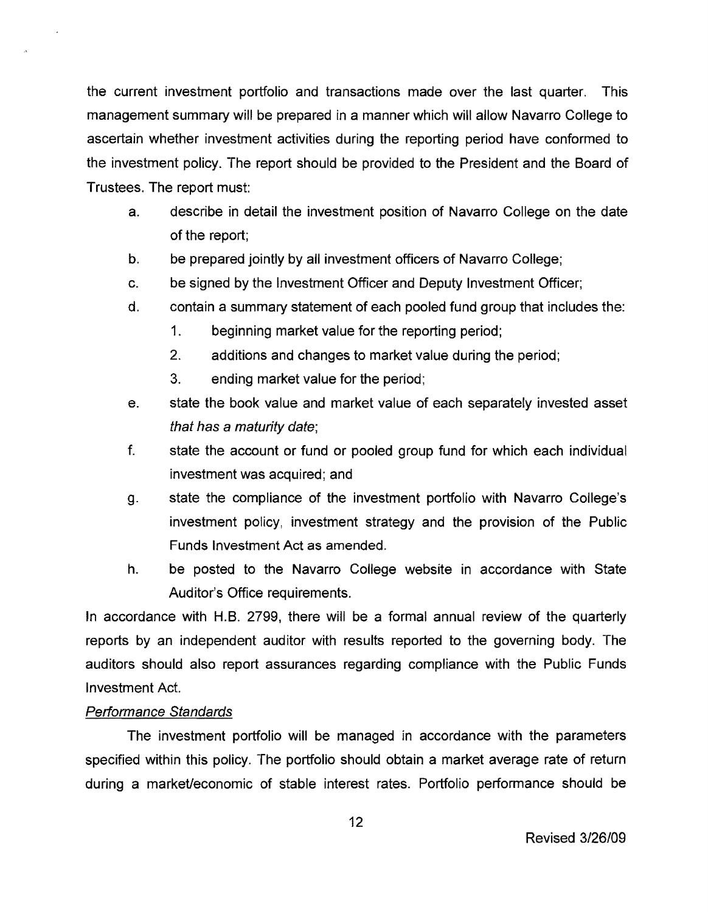the current investment portfolio and transactions made over the last quarter. This management summary will be prepared in a manner which will allow Navarro College to ascertain whether investment activities during the reporting period have conformed to the investment policy. The report should be provided to the President and the Board of Trustees. The report must:

a. describe in detail the investment position of Navarro College on the date of the report;
b. be prepared jointly by all investment officers of Navarro College;
c. be signed by the Investment Officer and Deputy Investment Officer;
d. contain a summary statement of each pooled fund group that includes the:
   1. beginning market value for the reporting period;
   2. additions and changes to market value during the period;
   3. ending market value for the period;
e. state the book value and market value of each separately invested asset *that has a maturity date*;
f. state the account or fund or pooled group fund for which each individual investment was acquired; and
g. state the compliance of the investment portfolio with Navarro College's investment policy, investment strategy and the provision of the Public Funds Investment Act as amended.
h. be posted to the Navarro College website in accordance with State Auditor's Office requirements.

In accordance with H.B. 2799, there will be a formal annual review of the quarterly reports by an independent auditor with results reported to the governing body. The auditors should also report assurances regarding compliance with the Public Funds Investment Act.

*Performance Standards*

The investment portfolio will be managed in accordance with the parameters specified within this policy. The portfolio should obtain a market average rate of return during a market/economic of stable interest rates. Portfolio performance should be

Revised 3/26/09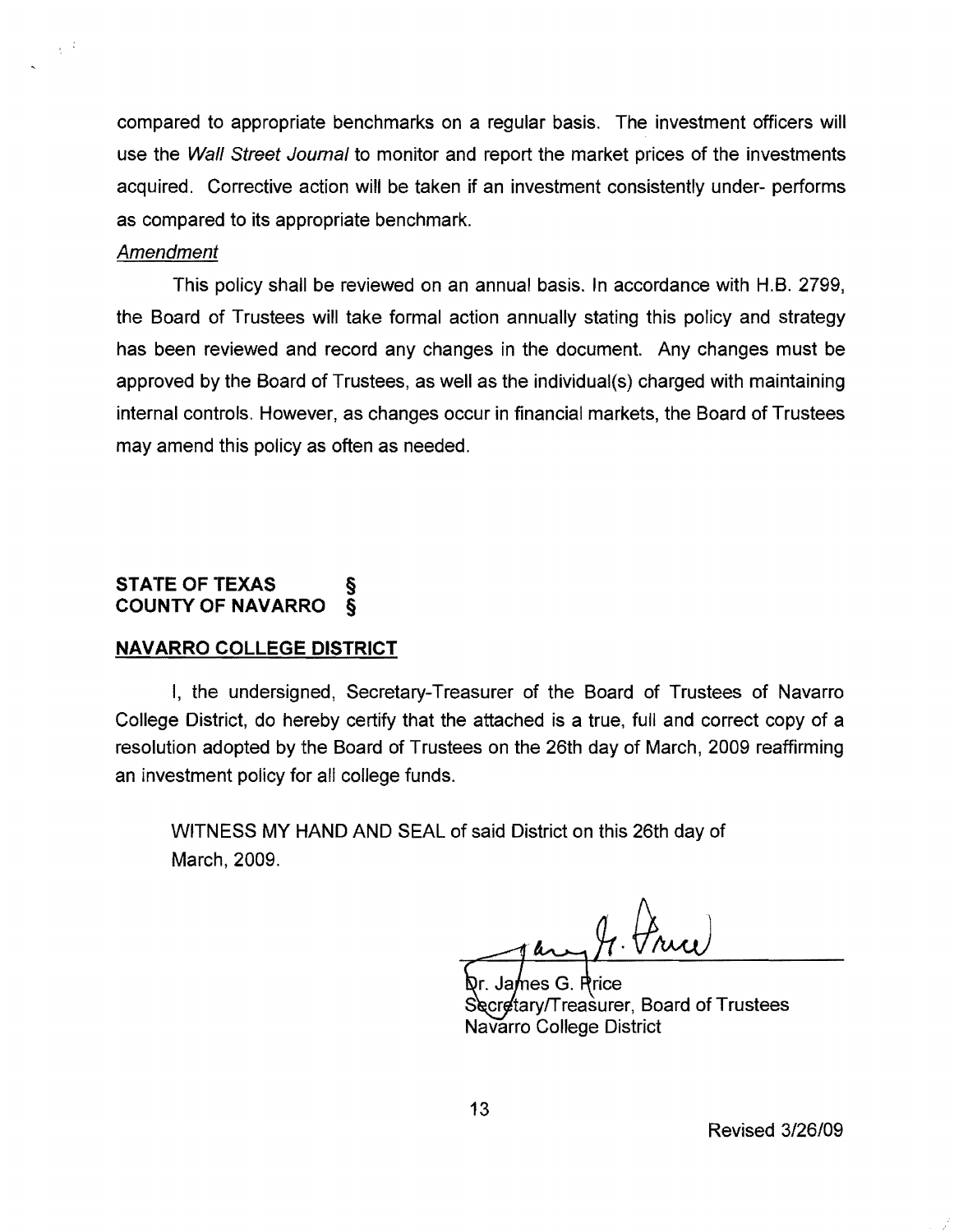compared to appropriate benchmarks on a regular basis. The investment officers will use the *Wall Street Journal* to monitor and report the market prices of the investments acquired. Corrective action will be taken if an investment consistently under- performs as compared to its appropriate benchmark.

*Amendment*

This policy shall be reviewed on an annual basis. In accordance with H.B. 2799, the Board of Trustees will take formal action annually stating this policy and strategy has been reviewed and record any changes in the document. Any changes must be approved by the Board of Trustees, as well as the individual(s) charged with maintaining internal controls. However, as changes occur in financial markets, the Board of Trustees may amend this policy as often as needed.

**STATE OF TEXAS §**
**COUNTY OF NAVARRO §**

**NAVARRO COLLEGE DISTRICT**

I, the undersigned, Secretary-Treasurer of the Board of Trustees of Navarro College District, do hereby certify that the attached is a true, full and correct copy of a resolution adopted by the Board of Trustees on the 26th day of March, 2009 reaffirming an investment policy for all college funds.

WITNESS MY HAND AND SEAL of said District on this 26th day of March, 2009.

Dr. James G. Price
Secretary/Treasurer, Board of Trustees
Navarro College District

Revised 3/26/09